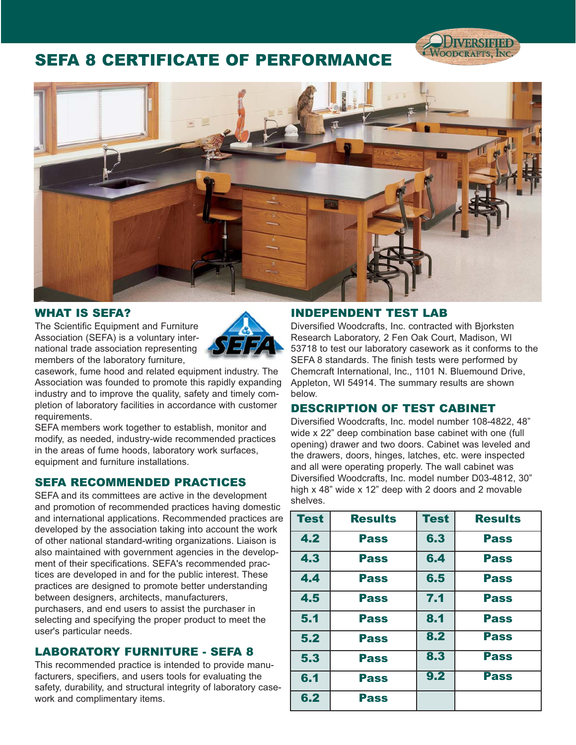# SEFA 8 CERTIFICATE OF PERFORMANCE

## WHAT IS SEFA?

The Scientific Equipment and Furniture Association (SEFA) is a voluntary international trade association representing members of the laboratory furniture, casework, fume hood and related equipment industry. The Association was founded to promote this rapidly expanding industry and to improve the quality, safety and timely completion of laboratory facilities in accordance with customer requirements.

SEFA members work together to establish, monitor and modify, as needed, industry-wide recommended practices in the areas of fume hoods, laboratory work surfaces, equipment and furniture installations.

## SEFA RECOMMENDED PRACTICES

SEFA and its committees are active in the development and promotion of recommended practices having domestic and international applications. Recommended practices are developed by the association taking into account the work of other national standard-writing organizations. Liaison is also maintained with government agencies in the development of their specifications. SEFA's recommended practices are developed in and for the public interest. These practices are designed to promote better understanding between designers, architects, manufacturers, purchasers, and end users to assist the purchaser in selecting and specifying the proper product to meet the user's particular needs.

## LABORATORY FURNITURE - SEFA 8

This recommended practice is intended to provide manufacturers, specifiers, and users tools for evaluating the safety, durability, and structural integrity of laboratory casework and complimentary items.

## INDEPENDENT TEST LAB

Diversified Woodcrafts, Inc. contracted with Bjorksten Research Laboratory, 2 Fen Oak Court, Madison, WI 53718 to test our laboratory casework as it conforms to the SEFA 8 standards. The finish tests were performed by Chemcraft International, Inc., 1101 N. Bluemound Drive, Appleton, WI 54914. The summary results are shown below.

## DESCRIPTION OF TEST CABINET

Diversified Woodcrafts, Inc. model number 108-4822, 48" wide x 22" deep combination base cabinet with one (full opening) drawer and two doors. Cabinet was leveled and the drawers, doors, hinges, latches, etc. were inspected and all were operating properly. The wall cabinet was Diversified Woodcrafts, Inc. model number D03-4812, 30" high x 48" wide x 12" deep with 2 doors and 2 movable shelves.

| Test | Results | Test | Results |
|---|---|---|---|
| 4.2 | Pass | 6.3 | Pass |
| 4.3 | Pass | 6.4 | Pass |
| 4.4 | Pass | 6.5 | Pass |
| 4.5 | Pass | 7.1 | Pass |
| 5.1 | Pass | 8.1 | Pass |
| 5.2 | Pass | 8.2 | Pass |
| 5.3 | Pass | 8.3 | Pass |
| 6.1 | Pass | 9.2 | Pass |
| 6.2 | Pass | | |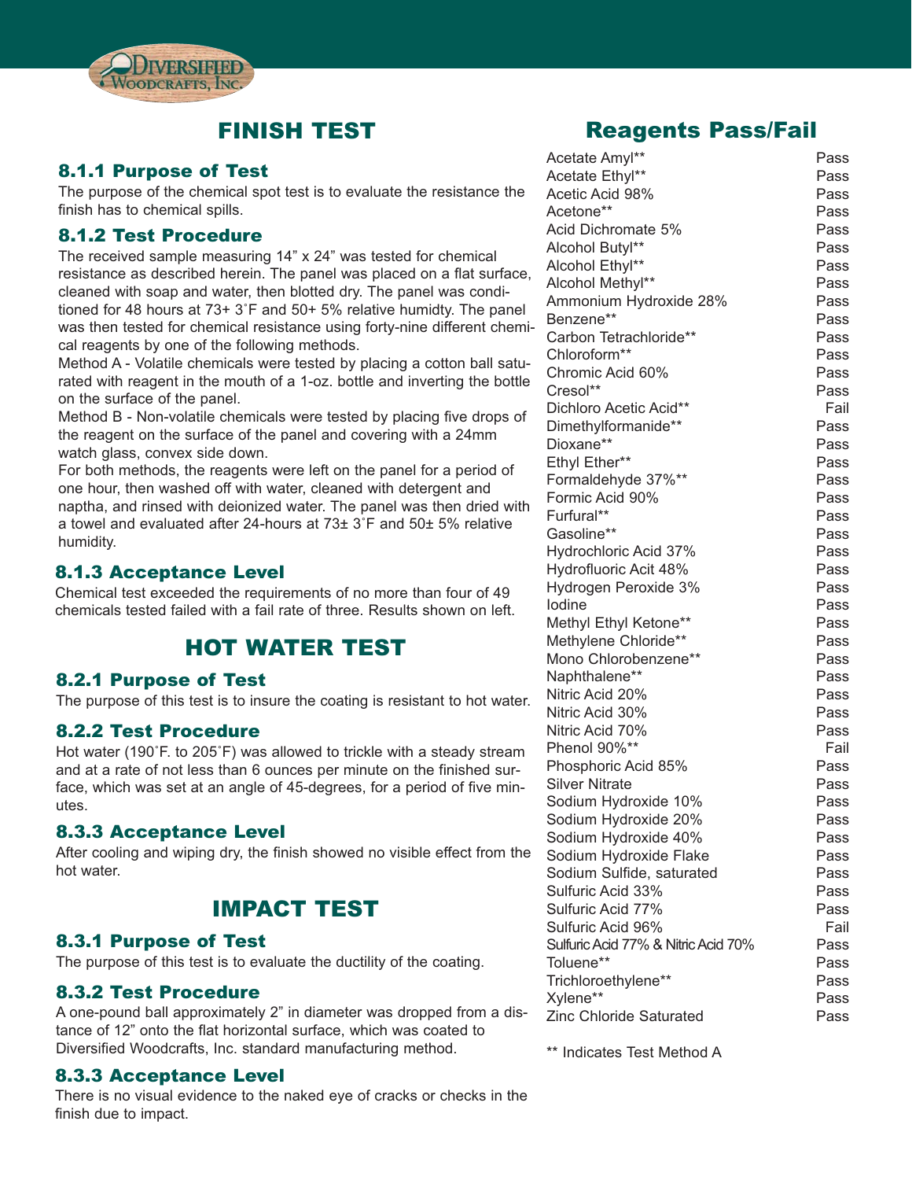# FINISH TEST

## 8.1.1 Purpose of Test

The purpose of the chemical spot test is to evaluate the resistance the finish has to chemical spills.

## 8.1.2 Test Procedure

The received sample measuring 14" x 24" was tested for chemical resistance as described herein. The panel was placed on a flat surface, cleaned with soap and water, then blotted dry. The panel was conditioned for 48 hours at 73+ 3˚F and 50+ 5% relative humidty. The panel was then tested for chemical resistance using forty-nine different chemical reagents by one of the following methods.

Method A - Volatile chemicals were tested by placing a cotton ball saturated with reagent in the mouth of a 1-oz. bottle and inverting the bottle on the surface of the panel.

Method B - Non-volatile chemicals were tested by placing five drops of the reagent on the surface of the panel and covering with a 24mm watch glass, convex side down.

For both methods, the reagents were left on the panel for a period of one hour, then washed off with water, cleaned with detergent and naptha, and rinsed with deionized water. The panel was then dried with a towel and evaluated after 24-hours at 73± 3˚F and 50± 5% relative humidity.

## 8.1.3 Acceptance Level

Chemical test exceeded the requirements of no more than four of 49 chemicals tested failed with a fail rate of three. Results shown on left.

# HOT WATER TEST

## 8.2.1 Purpose of Test

The purpose of this test is to insure the coating is resistant to hot water.

## 8.2.2 Test Procedure

Hot water (190˚F. to 205˚F) was allowed to trickle with a steady stream and at a rate of not less than 6 ounces per minute on the finished surface, which was set at an angle of 45-degrees, for a period of five minutes.

## 8.3.3 Acceptance Level

After cooling and wiping dry, the finish showed no visible effect from the hot water.

# IMPACT TEST

## 8.3.1 Purpose of Test

The purpose of this test is to evaluate the ductility of the coating.

## 8.3.2 Test Procedure

A one-pound ball approximately 2" in diameter was dropped from a distance of 12" onto the flat horizontal surface, which was coated to Diversified Woodcrafts, Inc. standard manufacturing method.

## 8.3.3 Acceptance Level

There is no visual evidence to the naked eye of cracks or checks in the finish due to impact.

# Reagents Pass/Fail

| | |
|---|---|
| Acetate Amyl** | Pass |
| Acetate Ethyl** | Pass |
| Acetic Acid 98% | Pass |
| Acetone** | Pass |
| Acid Dichromate 5% | Pass |
| Alcohol Butyl** | Pass |
| Alcohol Ethyl** | Pass |
| Alcohol Methyl** | Pass |
| Ammonium Hydroxide 28% | Pass |
| Benzene** | Pass |
| Carbon Tetrachloride** | Pass |
| Chloroform** | Pass |
| Chromic Acid 60% | Pass |
| Cresol** | Pass |
| Dichloro Acetic Acid** | Fail |
| Dimethylformanide** | Pass |
| Dioxane** | Pass |
| Ethyl Ether** | Pass |
| Formaldehyde 37%** | Pass |
| Formic Acid 90% | Pass |
| Furfural** | Pass |
| Gasoline** | Pass |
| Hydrochloric Acid 37% | Pass |
| Hydrofluoric Acit 48% | Pass |
| Hydrogen Peroxide 3% | Pass |
| Iodine | Pass |
| Methyl Ethyl Ketone** | Pass |
| Methylene Chloride** | Pass |
| Mono Chlorobenzene** | Pass |
| Naphthalene** | Pass |
| Nitric Acid 20% | Pass |
| Nitric Acid 30% | Pass |
| Nitric Acid 70% | Pass |
| Phenol 90%** | Fail |
| Phosphoric Acid 85% | Pass |
| Silver Nitrate | Pass |
| Sodium Hydroxide 10% | Pass |
| Sodium Hydroxide 20% | Pass |
| Sodium Hydroxide 40% | Pass |
| Sodium Hydroxide Flake | Pass |
| Sodium Sulfide, saturated | Pass |
| Sulfuric Acid 33% | Pass |
| Sulfuric Acid 77% | Pass |
| Sulfuric Acid 96% | Fail |
| Sulfuric Acid 77% & Nitric Acid 70% | Pass |
| Toluene** | Pass |
| Trichloroethylene** | Pass |
| Xylene** | Pass |
| Zinc Chloride Saturated | Pass |

** Indicates Test Method A